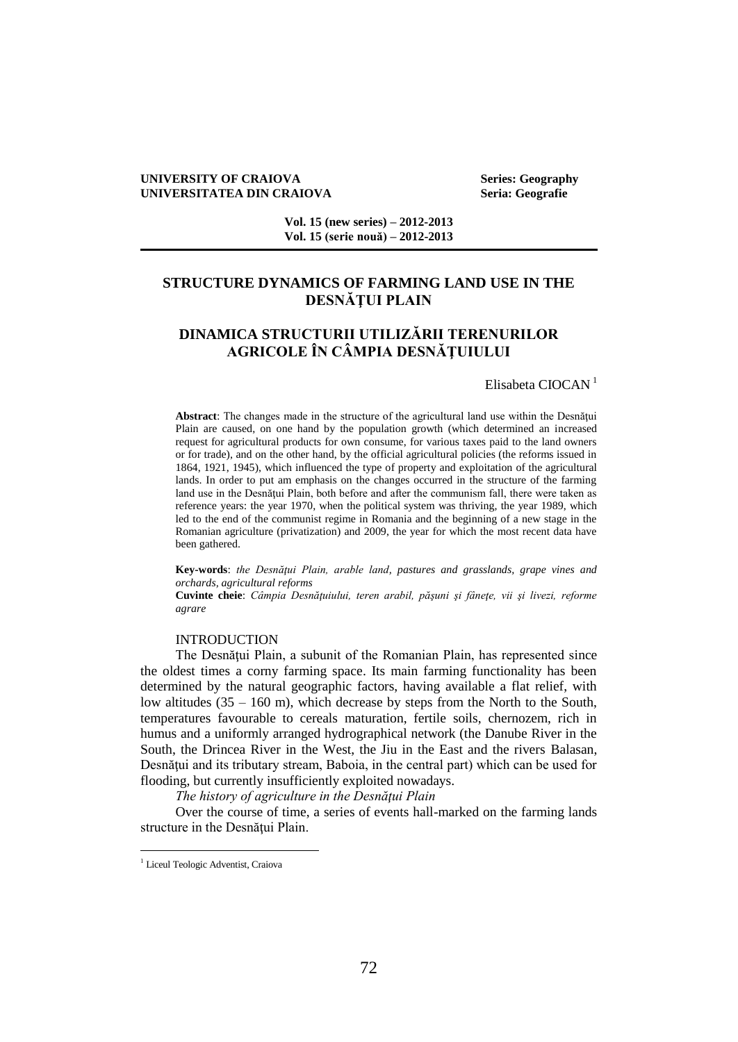**UNIVERSITY OF CRAIOVA** **Series: Geography**
**UNIVERSITATEA DIN CRAIOVA** **Seria: Geografie**

**Vol. 15 (new series) – 2012-2013**
**Vol. 15 (serie nouă) – 2012-2013**

# STRUCTURE DYNAMICS OF FARMING LAND USE IN THE DESNĂŢUI PLAIN

# DINAMICA STRUCTURII UTILIZĂRII TERENURILOR AGRICOLE ÎN CÂMPIA DESNĂŢUIULUI

Elisabeta CIOCAN [1]

**Abstract**: The changes made in the structure of the agricultural land use within the Desnăţui Plain are caused, on one hand by the population growth (which determined an increased request for agricultural products for own consume, for various taxes paid to the land owners or for trade), and on the other hand, by the official agricultural policies (the reforms issued in 1864, 1921, 1945), which influenced the type of property and exploitation of the agricultural lands. In order to put am emphasis on the changes occurred in the structure of the farming land use in the Desnăţui Plain, both before and after the communism fall, there were taken as reference years: the year 1970, when the political system was thriving, the year 1989, which led to the end of the communist regime in Romania and the beginning of a new stage in the Romanian agriculture (privatization) and 2009, the year for which the most recent data have been gathered.

**Key-words**: *the Desnăţui Plain, arable land, pastures and grasslands, grape vines and orchards, agricultural reforms*
**Cuvinte cheie**: *Câmpia Desnăţuiului, teren arabil, păşuni şi fâneţe, vii şi livezi, reforme agrare*

## INTRODUCTION

The Desnăţui Plain, a subunit of the Romanian Plain, has represented since the oldest times a corny farming space. Its main farming functionality has been determined by the natural geographic factors, having available a flat relief, with low altitudes (35 – 160 m), which decrease by steps from the North to the South, temperatures favourable to cereals maturation, fertile soils, chernozem, rich in humus and a uniformly arranged hydrographical network (the Danube River in the South, the Drincea River in the West, the Jiu in the East and the rivers Balasan, Desnăţui and its tributary stream, Baboia, in the central part) which can be used for flooding, but currently insufficiently exploited nowadays.

*The history of agriculture in the Desnăţui Plain*

Over the course of time, a series of events hall-marked on the farming lands structure in the Desnăţui Plain.

---

[1] Liceul Teologic Adventist, Craiova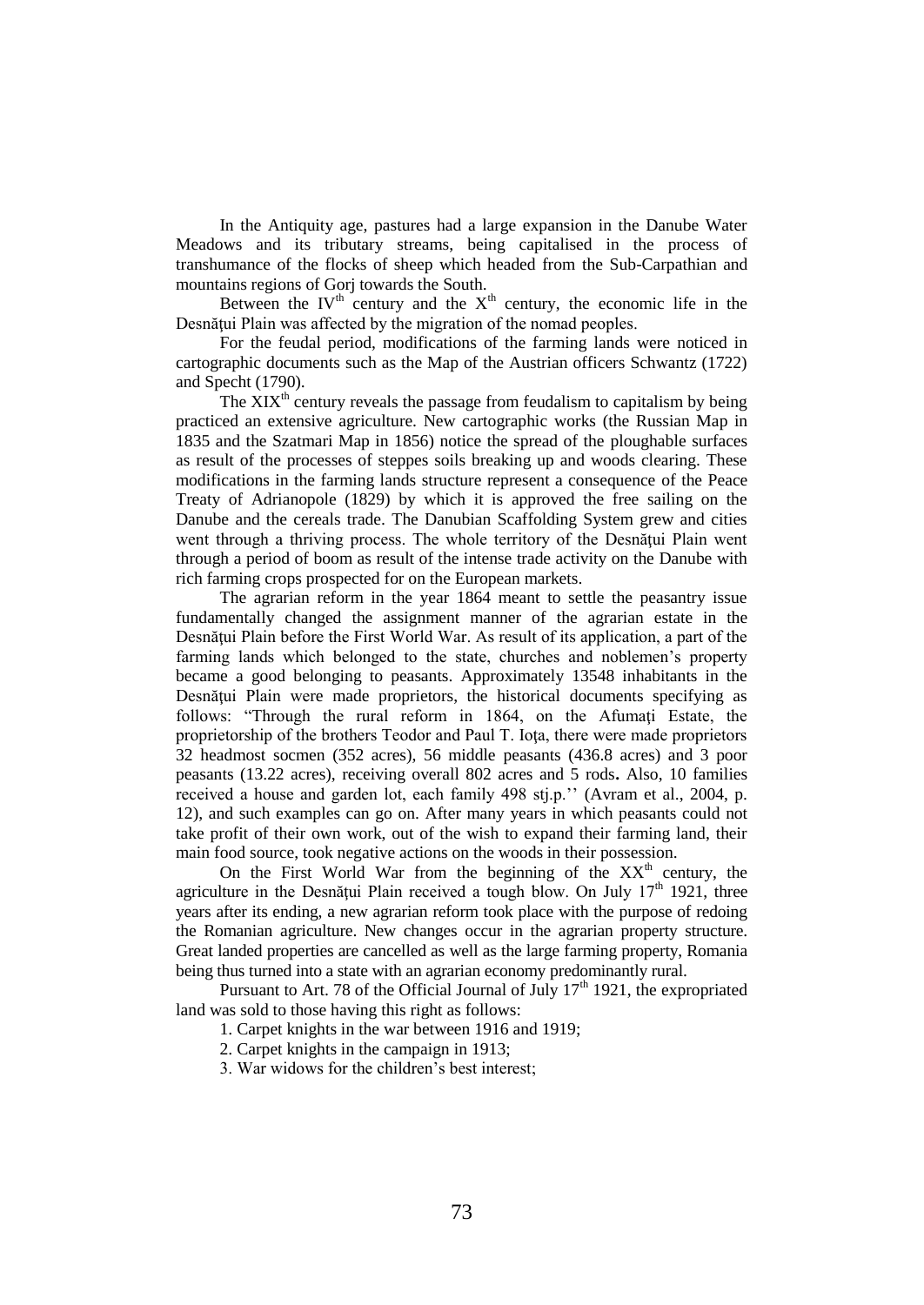In the Antiquity age, pastures had a large expansion in the Danube Water Meadows and its tributary streams, being capitalised in the process of transhumance of the flocks of sheep which headed from the Sub-Carpathian and mountains regions of Gorj towards the South.

Between the IV$^{th}$ century and the X$^{th}$ century, the economic life in the Desnăţui Plain was affected by the migration of the nomad peoples.

For the feudal period, modifications of the farming lands were noticed in cartographic documents such as the Map of the Austrian officers Schwantz (1722) and Specht (1790).

The XIX$^{th}$ century reveals the passage from feudalism to capitalism by being practiced an extensive agriculture. New cartographic works (the Russian Map in 1835 and the Szatmari Map in 1856) notice the spread of the ploughable surfaces as result of the processes of steppes soils breaking up and woods clearing. These modifications in the farming lands structure represent a consequence of the Peace Treaty of Adrianopole (1829) by which it is approved the free sailing on the Danube and the cereals trade. The Danubian Scaffolding System grew and cities went through a thriving process. The whole territory of the Desnăţui Plain went through a period of boom as result of the intense trade activity on the Danube with rich farming crops prospected for on the European markets.

The agrarian reform in the year 1864 meant to settle the peasantry issue fundamentally changed the assignment manner of the agrarian estate in the Desnăţui Plain before the First World War. As result of its application, a part of the farming lands which belonged to the state, churches and noblemen's property became a good belonging to peasants. Approximately 13548 inhabitants in the Desnăţui Plain were made proprietors, the historical documents specifying as follows: "Through the rural reform in 1864, on the Afumaţi Estate, the proprietorship of the brothers Teodor and Paul T. Ioţa, there were made proprietors 32 headmost socmen (352 acres), 56 middle peasants (436.8 acres) and 3 poor peasants (13.22 acres), receiving overall 802 acres and 5 rods**.** Also, 10 families received a house and garden lot, each family 498 stj.p.'' (Avram et al., 2004, p. 12), and such examples can go on. After many years in which peasants could not take profit of their own work, out of the wish to expand their farming land, their main food source, took negative actions on the woods in their possession.

On the First World War from the beginning of the XX$^{th}$ century, the agriculture in the Desnăţui Plain received a tough blow. On July 17$^{th}$ 1921, three years after its ending, a new agrarian reform took place with the purpose of redoing the Romanian agriculture. New changes occur in the agrarian property structure. Great landed properties are cancelled as well as the large farming property, Romania being thus turned into a state with an agrarian economy predominantly rural.

Pursuant to Art. 78 of the Official Journal of July 17$^{th}$ 1921, the expropriated land was sold to those having this right as follows:

1. Carpet knights in the war between 1916 and 1919;
2. Carpet knights in the campaign in 1913;
3. War widows for the children's best interest;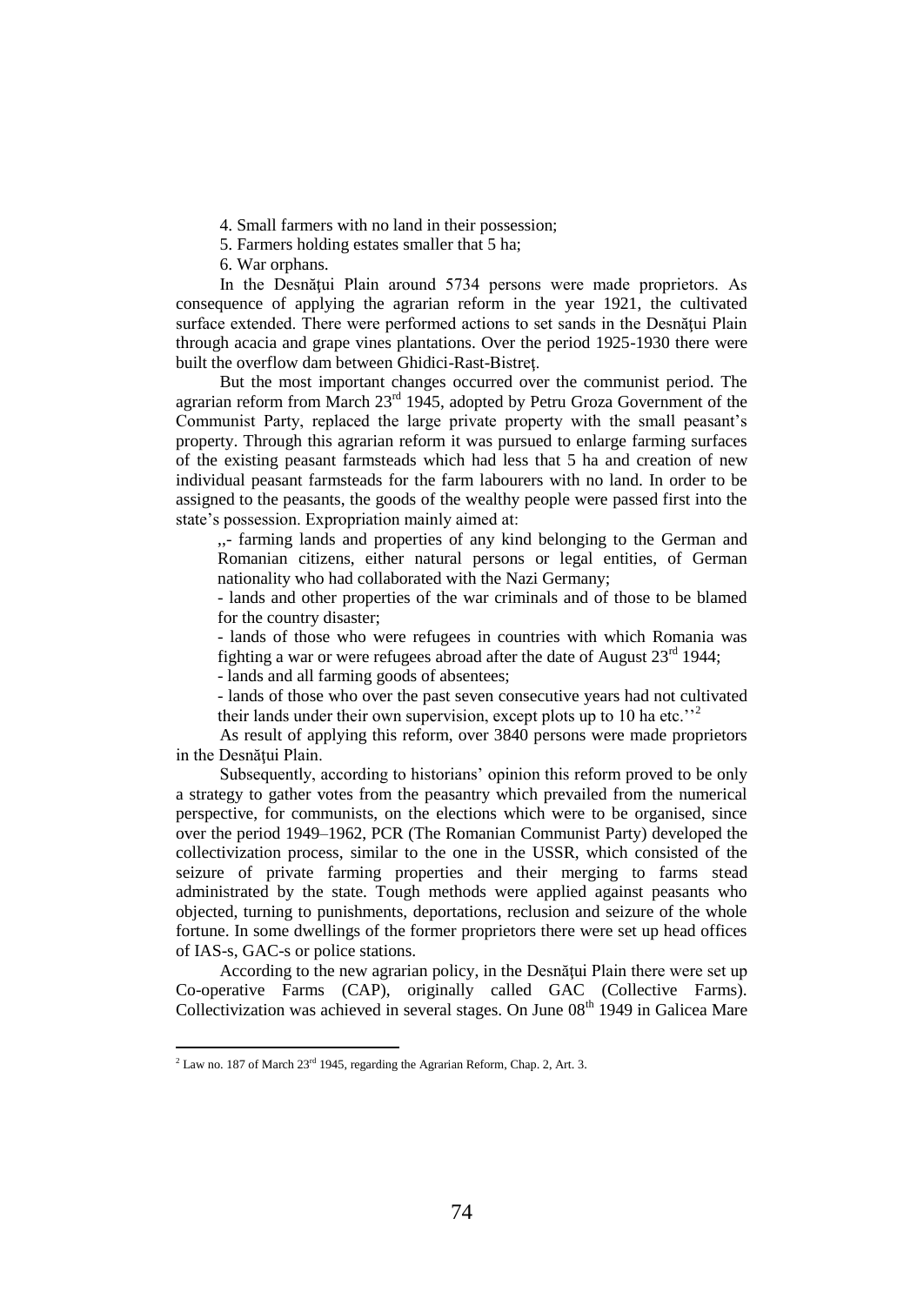4. Small farmers with no land in their possession;
5. Farmers holding estates smaller that 5 ha;
6. War orphans.

In the Desnăţui Plain around 5734 persons were made proprietors. As consequence of applying the agrarian reform in the year 1921, the cultivated surface extended. There were performed actions to set sands in the Desnăţui Plain through acacia and grape vines plantations. Over the period 1925-1930 there were built the overflow dam between Ghidici-Rast-Bistreţ.

But the most important changes occurred over the communist period. The agrarian reform from March 23rd 1945, adopted by Petru Groza Government of the Communist Party, replaced the large private property with the small peasant's property. Through this agrarian reform it was pursued to enlarge farming surfaces of the existing peasant farmsteads which had less that 5 ha and creation of new individual peasant farmsteads for the farm labourers with no land. In order to be assigned to the peasants, the goods of the wealthy people were passed first into the state's possession. Expropriation mainly aimed at:

> ,,- farming lands and properties of any kind belonging to the German and Romanian citizens, either natural persons or legal entities, of German nationality who had collaborated with the Nazi Germany;
>
> - lands and other properties of the war criminals and of those to be blamed for the country disaster;
>
> - lands of those who were refugees in countries with which Romania was fighting a war or were refugees abroad after the date of August 23rd 1944;
>
> - lands and all farming goods of absentees;
>
> - lands of those who over the past seven consecutive years had not cultivated their lands under their own supervision, except plots up to 10 ha etc.''[2]

As result of applying this reform, over 3840 persons were made proprietors in the Desnăţui Plain.

Subsequently, according to historians' opinion this reform proved to be only a strategy to gather votes from the peasantry which prevailed from the numerical perspective, for communists, on the elections which were to be organised, since over the period 1949–1962, PCR (The Romanian Communist Party) developed the collectivization process, similar to the one in the USSR, which consisted of the seizure of private farming properties and their merging to farms stead administrated by the state. Tough methods were applied against peasants who objected, turning to punishments, deportations, reclusion and seizure of the whole fortune. In some dwellings of the former proprietors there were set up head offices of IAS-s, GAC-s or police stations.

According to the new agrarian policy, in the Desnăţui Plain there were set up Co-operative Farms (CAP), originally called GAC (Collective Farms). Collectivization was achieved in several stages. On June 08th 1949 in Galicea Mare

---

[2] Law no. 187 of March 23rd 1945, regarding the Agrarian Reform, Chap. 2, Art. 3.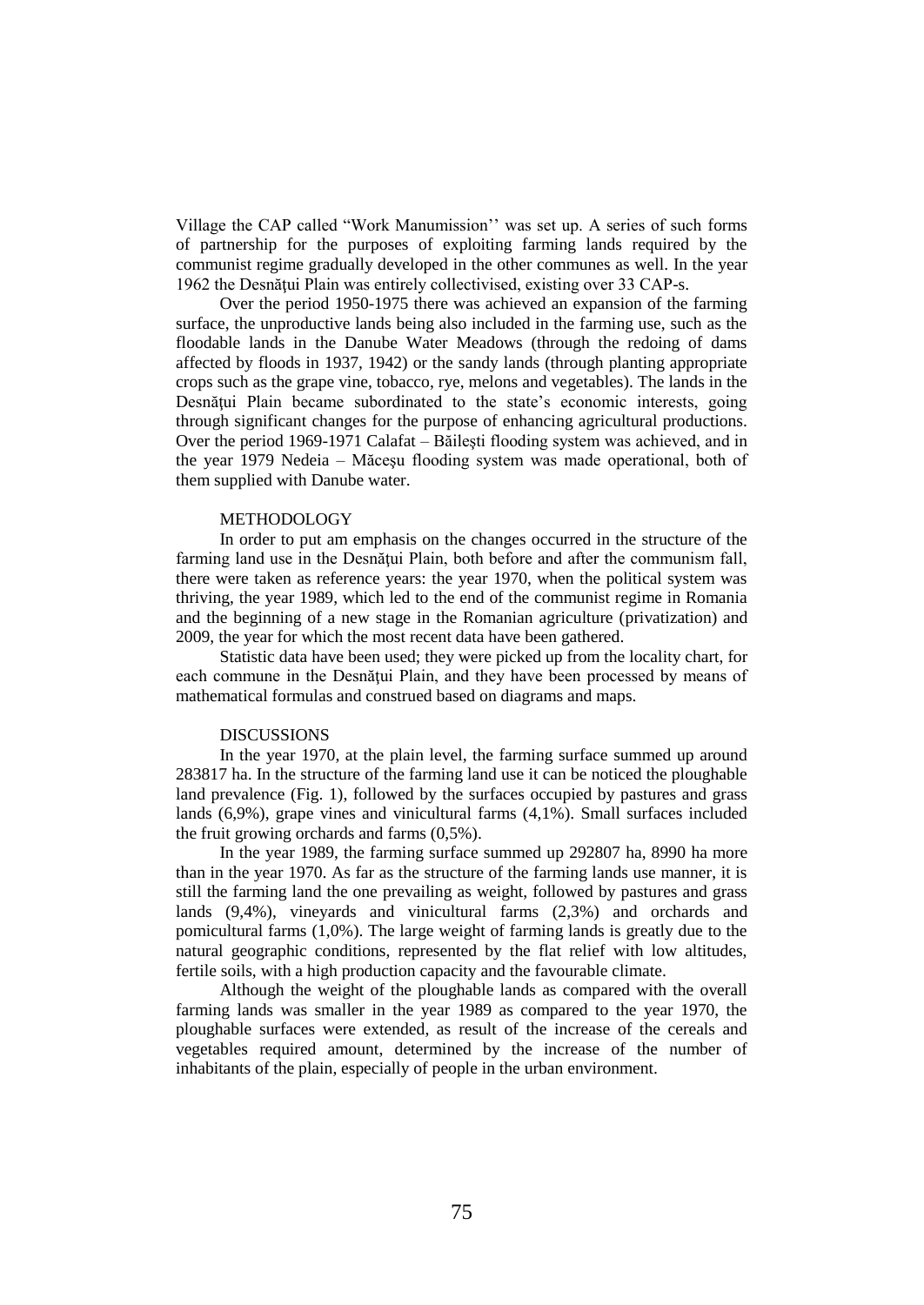Village the CAP called "Work Manumission'' was set up. A series of such forms of partnership for the purposes of exploiting farming lands required by the communist regime gradually developed in the other communes as well. In the year 1962 the Desnățui Plain was entirely collectivised, existing over 33 CAP-s.

Over the period 1950-1975 there was achieved an expansion of the farming surface, the unproductive lands being also included in the farming use, such as the floodable lands in the Danube Water Meadows (through the redoing of dams affected by floods in 1937, 1942) or the sandy lands (through planting appropriate crops such as the grape vine, tobacco, rye, melons and vegetables). The lands in the Desnățui Plain became subordinated to the state's economic interests, going through significant changes for the purpose of enhancing agricultural productions. Over the period 1969-1971 Calafat – Băileşti flooding system was achieved, and in the year 1979 Nedeia – Măceşu flooding system was made operational, both of them supplied with Danube water.

## METHODOLOGY

In order to put am emphasis on the changes occurred in the structure of the farming land use in the Desnățui Plain, both before and after the communism fall, there were taken as reference years: the year 1970, when the political system was thriving, the year 1989, which led to the end of the communist regime in Romania and the beginning of a new stage in the Romanian agriculture (privatization) and 2009, the year for which the most recent data have been gathered.

Statistic data have been used; they were picked up from the locality chart, for each commune in the Desnățui Plain, and they have been processed by means of mathematical formulas and construed based on diagrams and maps.

## DISCUSSIONS

In the year 1970, at the plain level, the farming surface summed up around 283817 ha. In the structure of the farming land use it can be noticed the ploughable land prevalence (Fig. 1), followed by the surfaces occupied by pastures and grass lands (6,9%), grape vines and vinicultural farms (4,1%). Small surfaces included the fruit growing orchards and farms (0,5%).

In the year 1989, the farming surface summed up 292807 ha, 8990 ha more than in the year 1970. As far as the structure of the farming lands use manner, it is still the farming land the one prevailing as weight, followed by pastures and grass lands (9,4%), vineyards and vinicultural farms (2,3%) and orchards and pomicultural farms (1,0%). The large weight of farming lands is greatly due to the natural geographic conditions, represented by the flat relief with low altitudes, fertile soils, with a high production capacity and the favourable climate.

Although the weight of the ploughable lands as compared with the overall farming lands was smaller in the year 1989 as compared to the year 1970, the ploughable surfaces were extended, as result of the increase of the cereals and vegetables required amount, determined by the increase of the number of inhabitants of the plain, especially of people in the urban environment.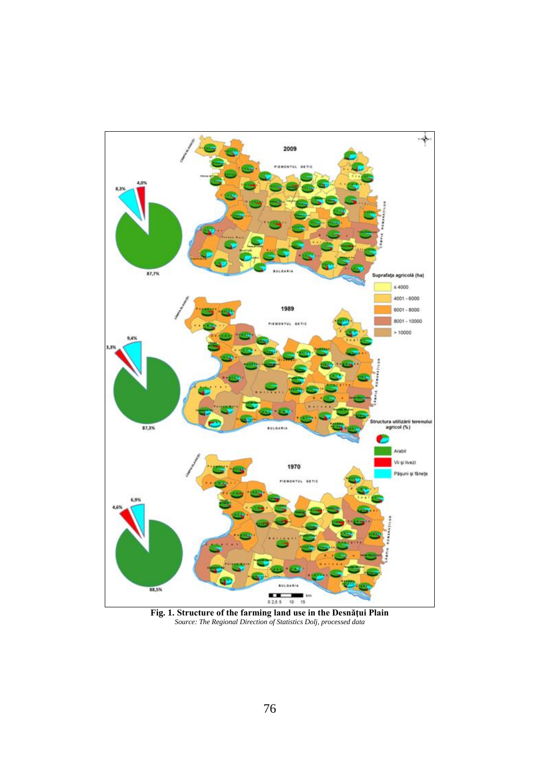**Fig. 1. Structure of the farming land use in the Desnăţui Plain**

*Source: The Regional Direction of Statistics Dolj, processed data*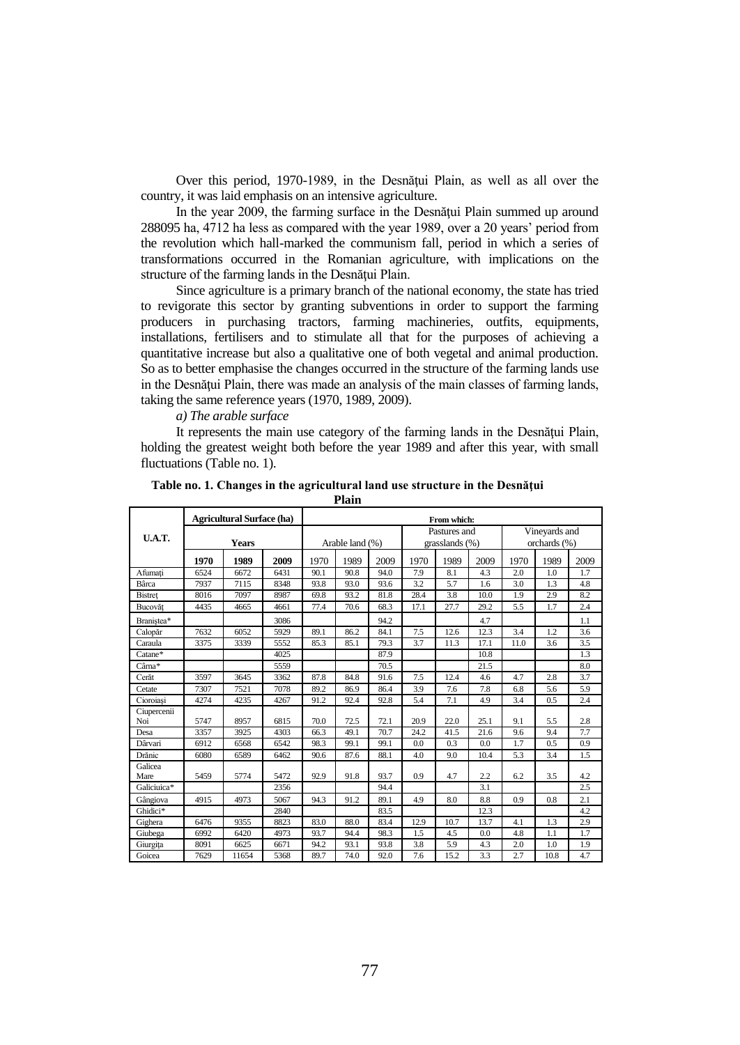Over this period, 1970-1989, in the Desnăţui Plain, as well as all over the country, it was laid emphasis on an intensive agriculture.

In the year 2009, the farming surface in the Desnăţui Plain summed up around 288095 ha, 4712 ha less as compared with the year 1989, over a 20 years' period from the revolution which hall-marked the communism fall, period in which a series of transformations occurred in the Romanian agriculture, with implications on the structure of the farming lands in the Desnăţui Plain.

Since agriculture is a primary branch of the national economy, the state has tried to revigorate this sector by granting subventions in order to support the farming producers in purchasing tractors, farming machineries, outfits, equipments, installations, fertilisers and to stimulate all that for the purposes of achieving a quantitative increase but also a qualitative one of both vegetal and animal production. So as to better emphasise the changes occurred in the structure of the farming lands use in the Desnăţui Plain, there was made an analysis of the main classes of farming lands, taking the same reference years (1970, 1989, 2009).

*a) The arable surface*

It represents the main use category of the farming lands in the Desnăţui Plain, holding the greatest weight both before the year 1989 and after this year, with small fluctuations (Table no. 1).

**Table no. 1. Changes in the agricultural land use structure in the Desnăţui Plain**

| U.A.T. | Agricultural Surface (ha) | | | From which: | | | | | | | | |
|---|---|---|---|---|---|---|---|---|---|---|---|---|
| | Years | | | Arable land (%) | | | Pastures and grasslands (%) | | | Vineyards and orchards (%) | | |
| | **1970** | **1989** | **2009** | 1970 | 1989 | 2009 | 1970 | 1989 | 2009 | 1970 | 1989 | 2009 |
| Afumaţi | 6524 | 6672 | 6431 | 90.1 | 90.8 | 94.0 | 7.9 | 8.1 | 4.3 | 2.0 | 1.0 | 1.7 |
| Bârca | 7937 | 7115 | 8348 | 93.8 | 93.0 | 93.6 | 3.2 | 5.7 | 1.6 | 3.0 | 1.3 | 4.8 |
| Bistreţ | 8016 | 7097 | 8987 | 69.8 | 93.2 | 81.8 | 28.4 | 3.8 | 10.0 | 1.9 | 2.9 | 8.2 |
| Bucovăţ | 4435 | 4665 | 4661 | 77.4 | 70.6 | 68.3 | 17.1 | 27.7 | 29.2 | 5.5 | 1.7 | 2.4 |
| Braniştea* | | | 3086 | | | 94.2 | | | 4.7 | | | 1.1 |
| Calopăr | 7632 | 6052 | 5929 | 89.1 | 86.2 | 84.1 | 7.5 | 12.6 | 12.3 | 3.4 | 1.2 | 3.6 |
| Caraula | 3375 | 3339 | 5552 | 85.3 | 85.1 | 79.3 | 3.7 | 11.3 | 17.1 | 11.0 | 3.6 | 3.5 |
| Catane* | | | 4025 | | | 87.9 | | | 10.8 | | | 1.3 |
| Cârna* | | | 5559 | | | 70.5 | | | 21.5 | | | 8.0 |
| Cerăt | 3597 | 3645 | 3362 | 87.8 | 84.8 | 91.6 | 7.5 | 12.4 | 4.6 | 4.7 | 2.8 | 3.7 |
| Cetate | 7307 | 7521 | 7078 | 89.2 | 86.9 | 86.4 | 3.9 | 7.6 | 7.8 | 6.8 | 5.6 | 5.9 |
| Cioroiaşi | 4274 | 4235 | 4267 | 91.2 | 92.4 | 92.8 | 5.4 | 7.1 | 4.9 | 3.4 | 0.5 | 2.4 |
| Ciupercenii Noi | 5747 | 8957 | 6815 | 70.0 | 72.5 | 72.1 | 20.9 | 22.0 | 25.1 | 9.1 | 5.5 | 2.8 |
| Desa | 3357 | 3925 | 4303 | 66.3 | 49.1 | 70.7 | 24.2 | 41.5 | 21.6 | 9.6 | 9.4 | 7.7 |
| Dârvari | 6912 | 6568 | 6542 | 98.3 | 99.1 | 99.1 | 0.0 | 0.3 | 0.0 | 1.7 | 0.5 | 0.9 |
| Drănic | 6080 | 6589 | 6462 | 90.6 | 87.6 | 88.1 | 4.0 | 9.0 | 10.4 | 5.3 | 3.4 | 1.5 |
| Galicea Mare | 5459 | 5774 | 5472 | 92.9 | 91.8 | 93.7 | 0.9 | 4.7 | 2.2 | 6.2 | 3.5 | 4.2 |
| Galiciuica* | | | 2356 | | | 94.4 | | | 3.1 | | | 2.5 |
| Gângiova | 4915 | 4973 | 5067 | 94.3 | 91.2 | 89.1 | 4.9 | 8.0 | 8.8 | 0.9 | 0.8 | 2.1 |
| Ghidici* | | | 2840 | | | 83.5 | | | 12.3 | | | 4.2 |
| Gighera | 6476 | 9355 | 8823 | 83.0 | 88.0 | 83.4 | 12.9 | 10.7 | 13.7 | 4.1 | 1.3 | 2.9 |
| Giubega | 6992 | 6420 | 4973 | 93.7 | 94.4 | 98.3 | 1.5 | 4.5 | 0.0 | 4.8 | 1.1 | 1.7 |
| Giurgiţa | 8091 | 6625 | 6671 | 94.2 | 93.1 | 93.8 | 3.8 | 5.9 | 4.3 | 2.0 | 1.0 | 1.9 |
| Goicea | 7629 | 11654 | 5368 | 89.7 | 74.0 | 92.0 | 7.6 | 15.2 | 3.3 | 2.7 | 10.8 | 4.7 |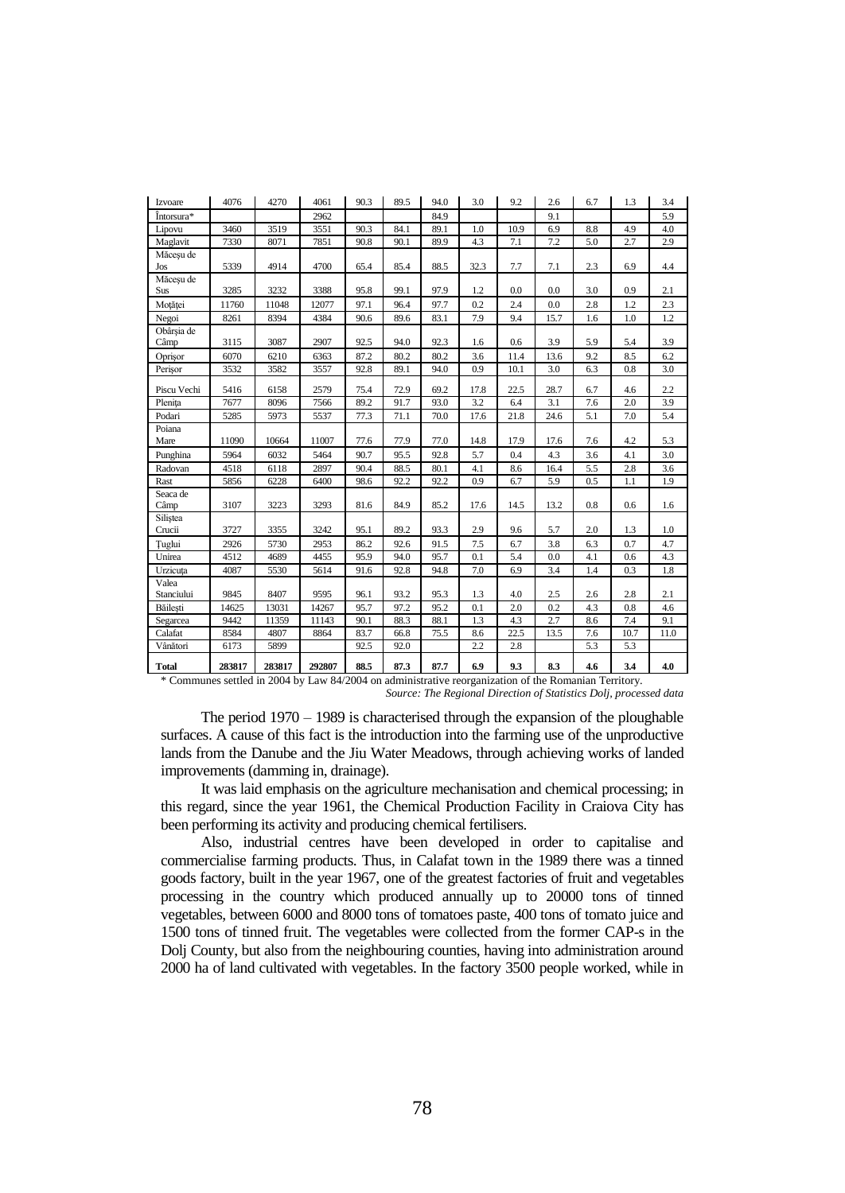| Izvoare | 4076 | 4270 | 4061 | 90.3 | 89.5 | 94.0 | 3.0 | 9.2 | 2.6 | 6.7 | 1.3 | 3.4 |
|---|---|---|---|---|---|---|---|---|---|---|---|---|
| Întorsura* | | | 2962 | | | 84.9 | | | 9.1 | | | 5.9 |
| Lipovu | 3460 | 3519 | 3551 | 90.3 | 84.1 | 89.1 | 1.0 | 10.9 | 6.9 | 8.8 | 4.9 | 4.0 |
| Maglavit | 7330 | 8071 | 7851 | 90.8 | 90.1 | 89.9 | 4.3 | 7.1 | 7.2 | 5.0 | 2.7 | 2.9 |
| Măceșu de Jos | 5339 | 4914 | 4700 | 65.4 | 85.4 | 88.5 | 32.3 | 7.7 | 7.1 | 2.3 | 6.9 | 4.4 |
| Măceșu de Sus | 3285 | 3232 | 3388 | 95.8 | 99.1 | 97.9 | 1.2 | 0.0 | 0.0 | 3.0 | 0.9 | 2.1 |
| Moțăței | 11760 | 11048 | 12077 | 97.1 | 96.4 | 97.7 | 0.2 | 2.4 | 0.0 | 2.8 | 1.2 | 2.3 |
| Negoi | 8261 | 8394 | 4384 | 90.6 | 89.6 | 83.1 | 7.9 | 9.4 | 15.7 | 1.6 | 1.0 | 1.2 |
| Obârșia de Câmp | 3115 | 3087 | 2907 | 92.5 | 94.0 | 92.3 | 1.6 | 0.6 | 3.9 | 5.9 | 5.4 | 3.9 |
| Oprișor | 6070 | 6210 | 6363 | 87.2 | 80.2 | 80.2 | 3.6 | 11.4 | 13.6 | 9.2 | 8.5 | 6.2 |
| Perișor | 3532 | 3582 | 3557 | 92.8 | 89.1 | 94.0 | 0.9 | 10.1 | 3.0 | 6.3 | 0.8 | 3.0 |
| Piscu Vechi | 5416 | 6158 | 2579 | 75.4 | 72.9 | 69.2 | 17.8 | 22.5 | 28.7 | 6.7 | 4.6 | 2.2 |
| Plenița | 7677 | 8096 | 7566 | 89.2 | 91.7 | 93.0 | 3.2 | 6.4 | 3.1 | 7.6 | 2.0 | 3.9 |
| Podari | 5285 | 5973 | 5537 | 77.3 | 71.1 | 70.0 | 17.6 | 21.8 | 24.6 | 5.1 | 7.0 | 5.4 |
| Poiana Mare | 11090 | 10664 | 11007 | 77.6 | 77.9 | 77.0 | 14.8 | 17.9 | 17.6 | 7.6 | 4.2 | 5.3 |
| Punghina | 5964 | 6032 | 5464 | 90.7 | 95.5 | 92.8 | 5.7 | 0.4 | 4.3 | 3.6 | 4.1 | 3.0 |
| Radovan | 4518 | 6118 | 2897 | 90.4 | 88.5 | 80.1 | 4.1 | 8.6 | 16.4 | 5.5 | 2.8 | 3.6 |
| Rast | 5856 | 6228 | 6400 | 98.6 | 92.2 | 92.2 | 0.9 | 6.7 | 5.9 | 0.5 | 1.1 | 1.9 |
| Seaca de Câmp | 3107 | 3223 | 3293 | 81.6 | 84.9 | 85.2 | 17.6 | 14.5 | 13.2 | 0.8 | 0.6 | 1.6 |
| Siliștea Crucii | 3727 | 3355 | 3242 | 95.1 | 89.2 | 93.3 | 2.9 | 9.6 | 5.7 | 2.0 | 1.3 | 1.0 |
| Țuglui | 2926 | 5730 | 2953 | 86.2 | 92.6 | 91.5 | 7.5 | 6.7 | 3.8 | 6.3 | 0.7 | 4.7 |
| Unirea | 4512 | 4689 | 4455 | 95.9 | 94.0 | 95.7 | 0.1 | 5.4 | 0.0 | 4.1 | 0.6 | 4.3 |
| Urzicuța | 4087 | 5530 | 5614 | 91.6 | 92.8 | 94.8 | 7.0 | 6.9 | 3.4 | 1.4 | 0.3 | 1.8 |
| Valea Stanciului | 9845 | 8407 | 9595 | 96.1 | 93.2 | 95.3 | 1.3 | 4.0 | 2.5 | 2.6 | 2.8 | 2.1 |
| Băilești | 14625 | 13031 | 14267 | 95.7 | 97.2 | 95.2 | 0.1 | 2.0 | 0.2 | 4.3 | 0.8 | 4.6 |
| Segarcea | 9442 | 11359 | 11143 | 90.1 | 88.3 | 88.1 | 1.3 | 4.3 | 2.7 | 8.6 | 7.4 | 9.1 |
| Calafat | 8584 | 4807 | 8864 | 83.7 | 66.8 | 75.5 | 8.6 | 22.5 | 13.5 | 7.6 | 10.7 | 11.0 |
| Vânători | 6173 | 5899 | | 92.5 | 92.0 | | 2.2 | 2.8 | | 5.3 | 5.3 | |
| **Total** | **283817** | **283817** | **292807** | **88.5** | **87.3** | **87.7** | **6.9** | **9.3** | **8.3** | **4.6** | **3.4** | **4.0** |

\* Communes settled in 2004 by Law 84/2004 on administrative reorganization of the Romanian Territory.

*Source: The Regional Direction of Statistics Dolj, processed data*

The period 1970 – 1989 is characterised through the expansion of the ploughable surfaces. A cause of this fact is the introduction into the farming use of the unproductive lands from the Danube and the Jiu Water Meadows, through achieving works of landed improvements (damming in, drainage).

It was laid emphasis on the agriculture mechanisation and chemical processing; in this regard, since the year 1961, the Chemical Production Facility in Craiova City has been performing its activity and producing chemical fertilisers.

Also, industrial centres have been developed in order to capitalise and commercialise farming products. Thus, in Calafat town in the 1989 there was a tinned goods factory, built in the year 1967, one of the greatest factories of fruit and vegetables processing in the country which produced annually up to 20000 tons of tinned vegetables, between 6000 and 8000 tons of tomatoes paste, 400 tons of tomato juice and 1500 tons of tinned fruit. The vegetables were collected from the former CAP-s in the Dolj County, but also from the neighbouring counties, having into administration around 2000 ha of land cultivated with vegetables. In the factory 3500 people worked, while in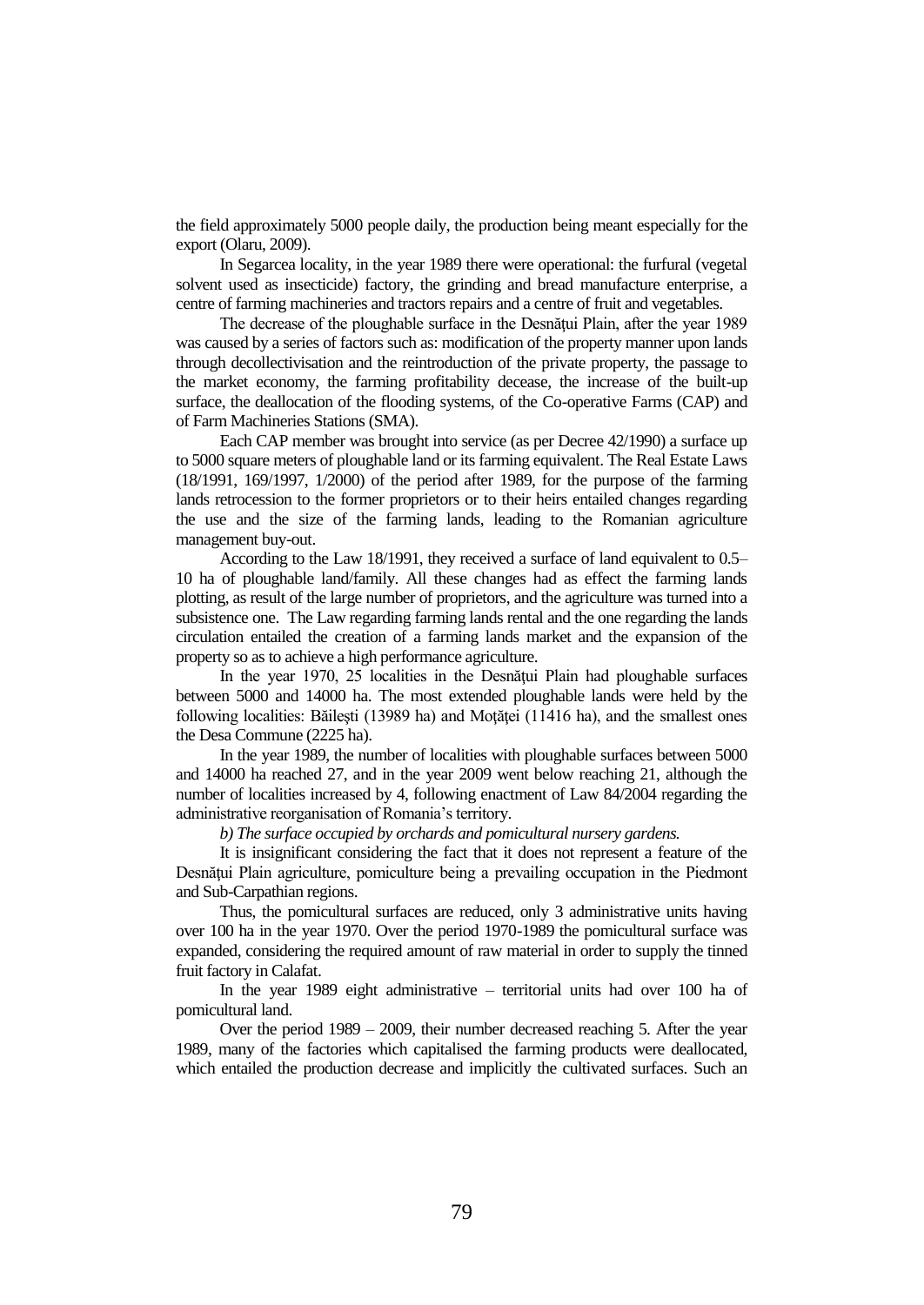the field approximately 5000 people daily, the production being meant especially for the export (Olaru, 2009).

In Segarcea locality, in the year 1989 there were operational: the furfural (vegetal solvent used as insecticide) factory, the grinding and bread manufacture enterprise, a centre of farming machineries and tractors repairs and a centre of fruit and vegetables.

The decrease of the ploughable surface in the Desnăţui Plain, after the year 1989 was caused by a series of factors such as: modification of the property manner upon lands through decollectivisation and the reintroduction of the private property, the passage to the market economy, the farming profitability decease, the increase of the built-up surface, the deallocation of the flooding systems, of the Co-operative Farms (CAP) and of Farm Machineries Stations (SMA).

Each CAP member was brought into service (as per Decree 42/1990) a surface up to 5000 square meters of ploughable land or its farming equivalent. The Real Estate Laws (18/1991, 169/1997, 1/2000) of the period after 1989, for the purpose of the farming lands retrocession to the former proprietors or to their heirs entailed changes regarding the use and the size of the farming lands, leading to the Romanian agriculture management buy-out.

According to the Law 18/1991, they received a surface of land equivalent to 0.5–10 ha of ploughable land/family. All these changes had as effect the farming lands plotting, as result of the large number of proprietors, and the agriculture was turned into a subsistence one. The Law regarding farming lands rental and the one regarding the lands circulation entailed the creation of a farming lands market and the expansion of the property so as to achieve a high performance agriculture.

In the year 1970, 25 localities in the Desnăţui Plain had ploughable surfaces between 5000 and 14000 ha. The most extended ploughable lands were held by the following localities: Băileşti (13989 ha) and Moţăţei (11416 ha), and the smallest ones the Desa Commune (2225 ha).

In the year 1989, the number of localities with ploughable surfaces between 5000 and 14000 ha reached 27, and in the year 2009 went below reaching 21, although the number of localities increased by 4, following enactment of Law 84/2004 regarding the administrative reorganisation of Romania's territory.

*b) The surface occupied by orchards and pomicultural nursery gardens.*

It is insignificant considering the fact that it does not represent a feature of the Desnăţui Plain agriculture, pomiculture being a prevailing occupation in the Piedmont and Sub-Carpathian regions.

Thus, the pomicultural surfaces are reduced, only 3 administrative units having over 100 ha in the year 1970. Over the period 1970-1989 the pomicultural surface was expanded, considering the required amount of raw material in order to supply the tinned fruit factory in Calafat.

In the year 1989 eight administrative – territorial units had over 100 ha of pomicultural land.

Over the period 1989 – 2009, their number decreased reaching 5. After the year 1989, many of the factories which capitalised the farming products were deallocated, which entailed the production decrease and implicitly the cultivated surfaces. Such an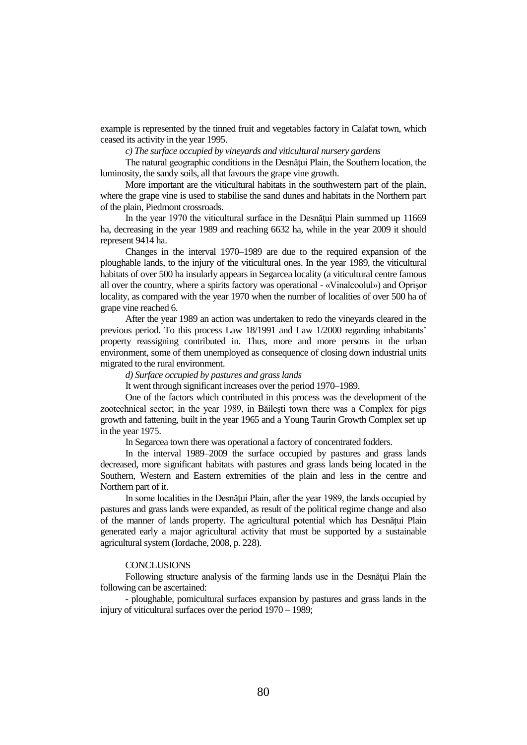example is represented by the tinned fruit and vegetables factory in Calafat town, which ceased its activity in the year 1995.

*c) The surface occupied by vineyards and viticultural nursery gardens*

The natural geographic conditions in the Desnățui Plain, the Southern location, the luminosity, the sandy soils, all that favours the grape vine growth.

More important are the viticultural habitats in the southwestern part of the plain, where the grape vine is used to stabilise the sand dunes and habitats in the Northern part of the plain, Piedmont crossroads.

In the year 1970 the viticultural surface in the Desnățui Plain summed up 11669 ha, decreasing in the year 1989 and reaching 6632 ha, while in the year 2009 it should represent 9414 ha.

Changes in the interval 1970–1989 are due to the required expansion of the ploughable lands, to the injury of the viticultural ones. In the year 1989, the viticultural habitats of over 500 ha insularly appears in Segarcea locality (a viticultural centre famous all over the country, where a spirits factory was operational - «Vinalcoolul») and Oprișor locality, as compared with the year 1970 when the number of localities of over 500 ha of grape vine reached 6.

After the year 1989 an action was undertaken to redo the vineyards cleared in the previous period. To this process Law 18/1991 and Law 1/2000 regarding inhabitants' property reassigning contributed in. Thus, more and more persons in the urban environment, some of them unemployed as consequence of closing down industrial units migrated to the rural environment.

*d) Surface occupied by pastures and grass lands*

It went through significant increases over the period 1970–1989.

One of the factors which contributed in this process was the development of the zootechnical sector; in the year 1989, in Băilești town there was a Complex for pigs growth and fattening, built in the year 1965 and a Young Taurin Growth Complex set up in the year 1975.

In Segarcea town there was operational a factory of concentrated fodders.

In the interval 1989–2009 the surface occupied by pastures and grass lands decreased, more significant habitats with pastures and grass lands being located in the Southern, Western and Eastern extremities of the plain and less in the centre and Northern part of it.

In some localities in the Desnățui Plain, after the year 1989, the lands occupied by pastures and grass lands were expanded, as result of the political regime change and also of the manner of lands property. The agricultural potential which has Desnățui Plain generated early a major agricultural activity that must be supported by a sustainable agricultural system (Iordache, 2008, p. 228).

## CONCLUSIONS

Following structure analysis of the farming lands use in the Desnățui Plain the following can be ascertained:

- ploughable, pomicultural surfaces expansion by pastures and grass lands in the injury of viticultural surfaces over the period 1970 – 1989;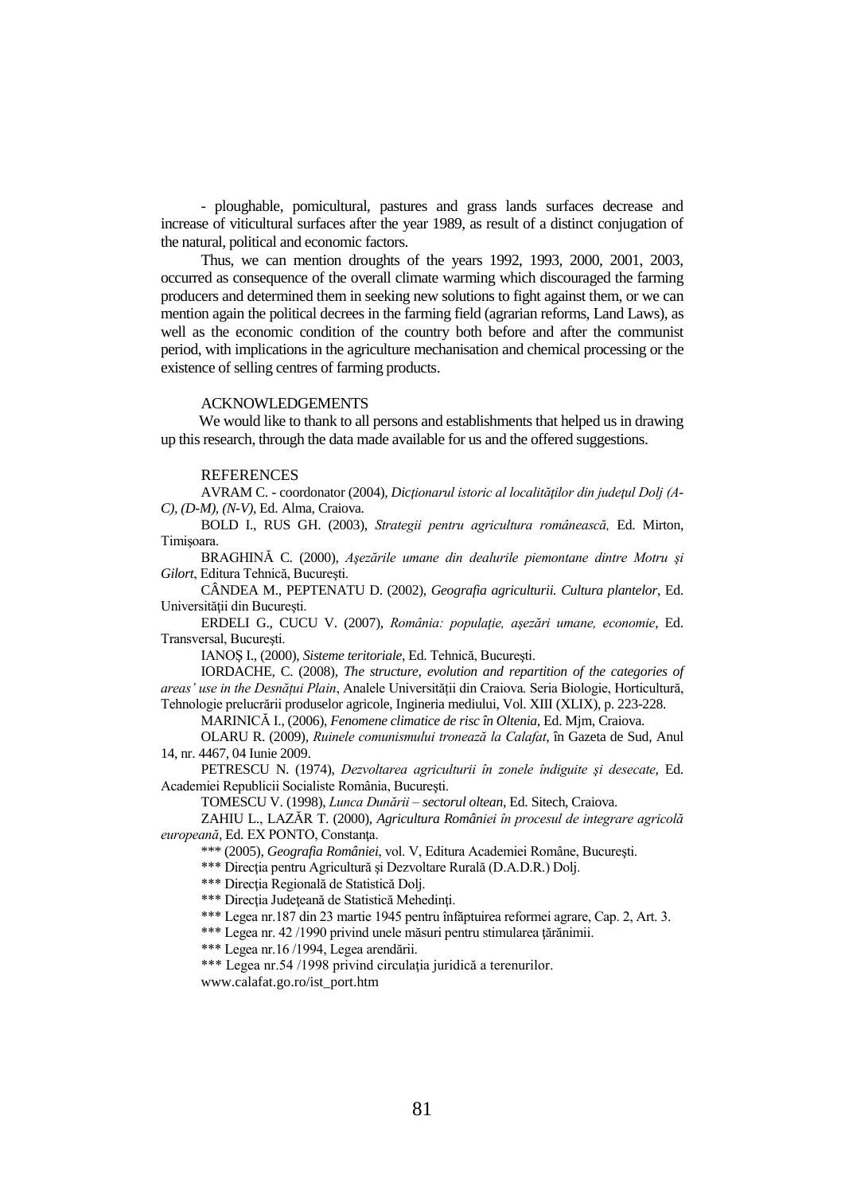- ploughable, pomicultural, pastures and grass lands surfaces decrease and increase of viticultural surfaces after the year 1989, as result of a distinct conjugation of the natural, political and economic factors.

Thus, we can mention droughts of the years 1992, 1993, 2000, 2001, 2003, occurred as consequence of the overall climate warming which discouraged the farming producers and determined them in seeking new solutions to fight against them, or we can mention again the political decrees in the farming field (agrarian reforms, Land Laws), as well as the economic condition of the country both before and after the communist period, with implications in the agriculture mechanisation and chemical processing or the existence of selling centres of farming products.

## ACKNOWLEDGEMENTS

We would like to thank to all persons and establishments that helped us in drawing up this research, through the data made available for us and the offered suggestions.

## REFERENCES

AVRAM C. - coordonator (2004), *Dicţionarul istoric al localităţilor din judeţul Dolj (A-C), (D-M), (N-V)*, Ed. Alma, Craiova.

BOLD I., RUS GH. (2003), *Strategii pentru agricultura românească,* Ed. Mirton, Timişoara.

BRAGHINĂ C. (2000), *Aşezările umane din dealurile piemontane dintre Motru şi Gilort*, Editura Tehnică, Bucureşti.

CÂNDEA M., PEPTENATU D. (2002), *Geografia agriculturii. Cultura plantelor*, Ed. Universităţii din Bucureşti.

ERDELI G., CUCU V. (2007), *România: populaţie, aşezări umane, economie*, Ed. Transversal, Bucureşti.

IANOŞ I., (2000), *Sisteme teritoriale*, Ed. Tehnică, Bucureşti.

IORDACHE, C. (2008), *The structure, evolution and repartition of the categories of areas' use in the Desnăţui Plain*, Analele Universităţii din Craiova. Seria Biologie, Horticultură, Tehnologie prelucrării produselor agricole, Ingineria mediului, Vol. XIII (XLIX), p. 223-228.

MARINICĂ I., (2006), *Fenomene climatice de risc în Oltenia*, Ed. Mjm, Craiova.

OLARU R. (2009), *Ruinele comunismului tronează la Calafat*, în Gazeta de Sud, Anul 14, nr. 4467, 04 Iunie 2009.

PETRESCU N. (1974), *Dezvoltarea agriculturii în zonele îndiguite şi desecate*, Ed. Academiei Republicii Socialiste România, Bucureşti.

TOMESCU V. (1998), *Lunca Dunării – sectorul oltean*, Ed. Sitech, Craiova.

ZAHIU L., LAZĂR T. (2000), *Agricultura României în procesul de integrare agricolă europeană*, Ed. EX PONTO, Constanţa.

*** (2005), *Geografia României*, vol. V, Editura Academiei Române, Bucureşti.

*** Direcţia pentru Agricultură şi Dezvoltare Rurală (D.A.D.R.) Dolj.

*** Direcţia Regională de Statistică Dolj.

*** Direcţia Judeţeană de Statistică Mehedinţi.

*** Legea nr.187 din 23 martie 1945 pentru înfăptuirea reformei agrare, Cap. 2, Art. 3.

*** Legea nr. 42 /1990 privind unele măsuri pentru stimularea ţărănimii.

*** Legea nr.16 /1994, Legea arendării.

*** Legea nr.54 /1998 privind circulaţia juridică a terenurilor.

www.calafat.go.ro/ist_port.htm